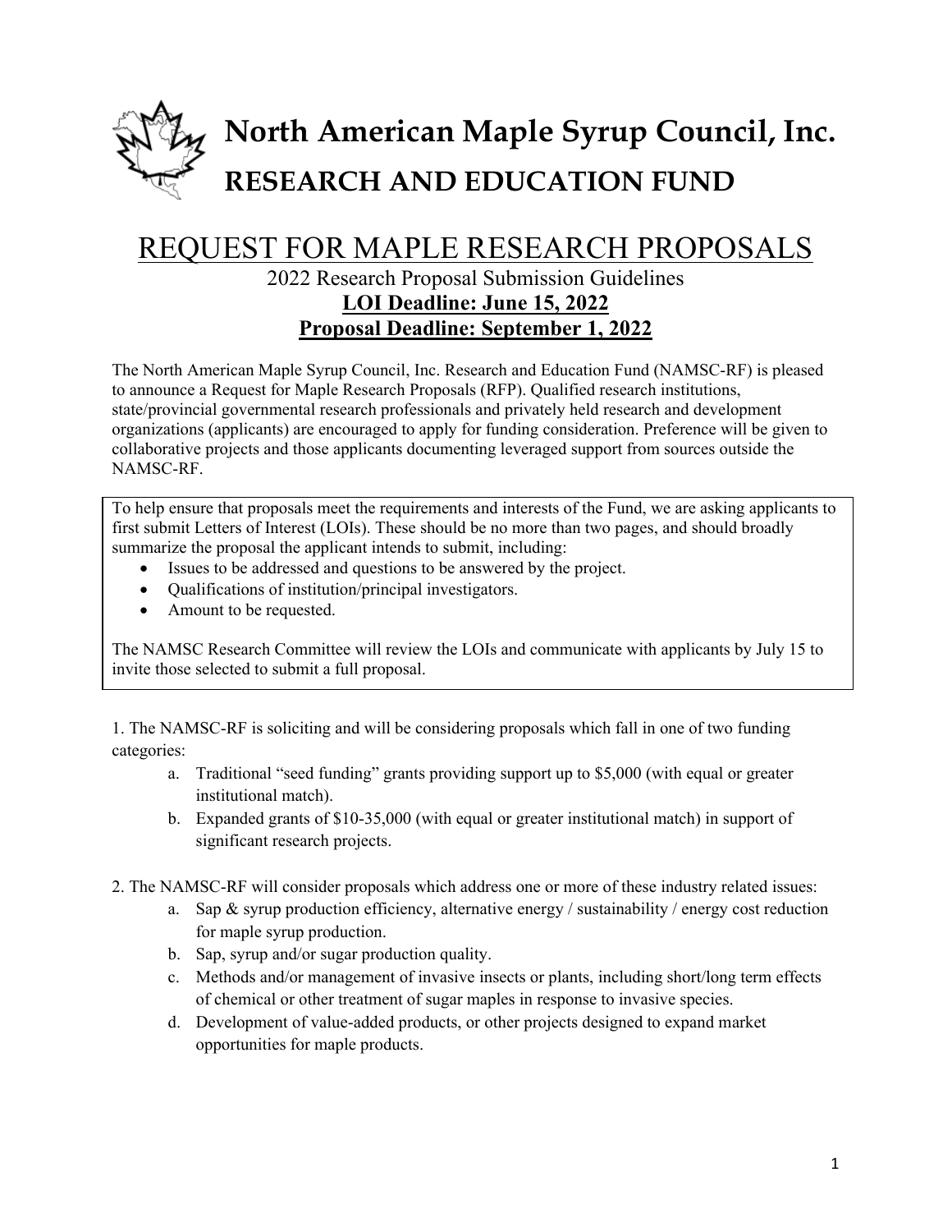# North American Maple Syrup Council, Inc.

## RESEARCH AND EDUCATION FUND

# REQUEST FOR MAPLE RESEARCH PROPOSALS

2022 Research Proposal Submission Guidelines

**LOI Deadline: June 15, 2022**

**Proposal Deadline: September 1, 2022**

The North American Maple Syrup Council, Inc. Research and Education Fund (NAMSC-RF) is pleased to announce a Request for Maple Research Proposals (RFP). Qualified research institutions, state/provincial governmental research professionals and privately held research and development organizations (applicants) are encouraged to apply for funding consideration. Preference will be given to collaborative projects and those applicants documenting leveraged support from sources outside the NAMSC-RF.

To help ensure that proposals meet the requirements and interests of the Fund, we are asking applicants to first submit Letters of Interest (LOIs). These should be no more than two pages, and should broadly summarize the proposal the applicant intends to submit, including:

- Issues to be addressed and questions to be answered by the project.
- Qualifications of institution/principal investigators.
- Amount to be requested.

The NAMSC Research Committee will review the LOIs and communicate with applicants by July 15 to invite those selected to submit a full proposal.

1. The NAMSC-RF is soliciting and will be considering proposals which fall in one of two funding categories:
   a. Traditional "seed funding" grants providing support up to $5,000 (with equal or greater institutional match).
   b. Expanded grants of $10-35,000 (with equal or greater institutional match) in support of significant research projects.

2. The NAMSC-RF will consider proposals which address one or more of these industry related issues:
   a. Sap & syrup production efficiency, alternative energy / sustainability / energy cost reduction for maple syrup production.
   b. Sap, syrup and/or sugar production quality.
   c. Methods and/or management of invasive insects or plants, including short/long term effects of chemical or other treatment of sugar maples in response to invasive species.
   d. Development of value-added products, or other projects designed to expand market opportunities for maple products.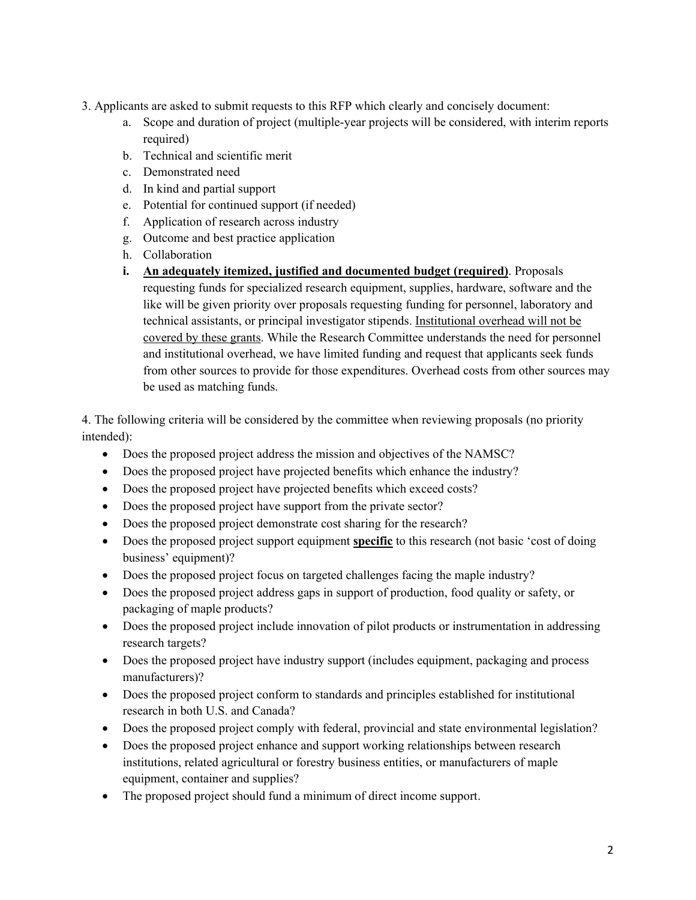3. Applicants are asked to submit requests to this RFP which clearly and concisely document:

   a. Scope and duration of project (multiple-year projects will be considered, with interim reports required)
   b. Technical and scientific merit
   c. Demonstrated need
   d. In kind and partial support
   e. Potential for continued support (if needed)
   f. Application of research across industry
   g. Outcome and best practice application
   h. Collaboration
   i. <u>**An adequately itemized, justified and documented budget (required)**</u>. Proposals requesting funds for specialized research equipment, supplies, hardware, software and the like will be given priority over proposals requesting funding for personnel, laboratory and technical assistants, or principal investigator stipends. <u>Institutional overhead will not be covered by these grants</u>. While the Research Committee understands the need for personnel and institutional overhead, we have limited funding and request that applicants seek funds from other sources to provide for those expenditures. Overhead costs from other sources may be used as matching funds.

4. The following criteria will be considered by the committee when reviewing proposals (no priority intended):

- Does the proposed project address the mission and objectives of the NAMSC?
- Does the proposed project have projected benefits which enhance the industry?
- Does the proposed project have projected benefits which exceed costs?
- Does the proposed project have support from the private sector?
- Does the proposed project demonstrate cost sharing for the research?
- Does the proposed project support equipment <u>**specific**</u> to this research (not basic 'cost of doing business' equipment)?
- Does the proposed project focus on targeted challenges facing the maple industry?
- Does the proposed project address gaps in support of production, food quality or safety, or packaging of maple products?
- Does the proposed project include innovation of pilot products or instrumentation in addressing research targets?
- Does the proposed project have industry support (includes equipment, packaging and process manufacturers)?
- Does the proposed project conform to standards and principles established for institutional research in both U.S. and Canada?
- Does the proposed project comply with federal, provincial and state environmental legislation?
- Does the proposed project enhance and support working relationships between research institutions, related agricultural or forestry business entities, or manufacturers of maple equipment, container and supplies?
- The proposed project should fund a minimum of direct income support.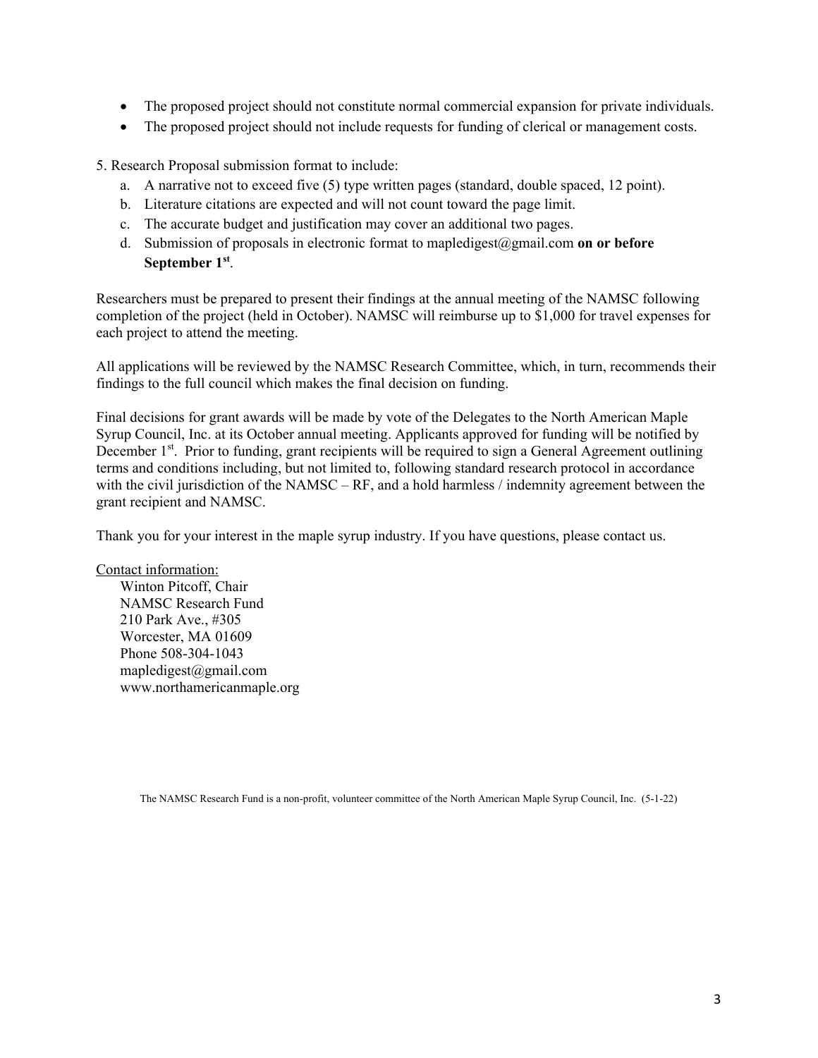- The proposed project should not constitute normal commercial expansion for private individuals.
- The proposed project should not include requests for funding of clerical or management costs.

5. Research Proposal submission format to include:
   a. A narrative not to exceed five (5) type written pages (standard, double spaced, 12 point).
   b. Literature citations are expected and will not count toward the page limit.
   c. The accurate budget and justification may cover an additional two pages.
   d. Submission of proposals in electronic format to mapledigest@gmail.com **on or before September 1st**.

Researchers must be prepared to present their findings at the annual meeting of the NAMSC following completion of the project (held in October). NAMSC will reimburse up to $1,000 for travel expenses for each project to attend the meeting.

All applications will be reviewed by the NAMSC Research Committee, which, in turn, recommends their findings to the full council which makes the final decision on funding.

Final decisions for grant awards will be made by vote of the Delegates to the North American Maple Syrup Council, Inc. at its October annual meeting. Applicants approved for funding will be notified by December 1st. Prior to funding, grant recipients will be required to sign a General Agreement outlining terms and conditions including, but not limited to, following standard research protocol in accordance with the civil jurisdiction of the NAMSC – RF, and a hold harmless / indemnity agreement between the grant recipient and NAMSC.

Thank you for your interest in the maple syrup industry. If you have questions, please contact us.

Contact information:

Winton Pitcoff, Chair
NAMSC Research Fund
210 Park Ave., #305
Worcester, MA 01609
Phone 508-304-1043
mapledigest@gmail.com
www.northamericanmaple.org

The NAMSC Research Fund is a non-profit, volunteer committee of the North American Maple Syrup Council, Inc. (5-1-22)